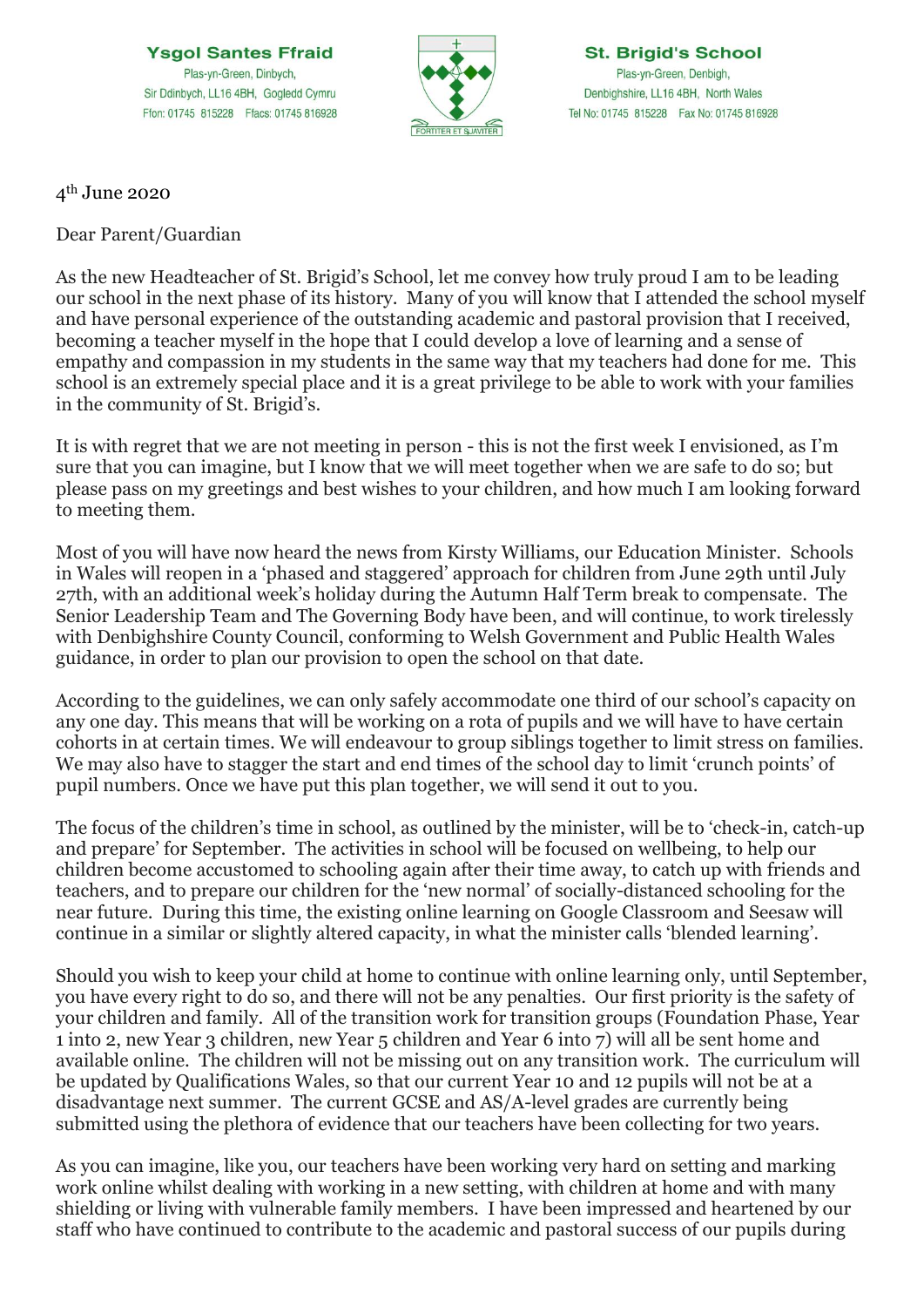**Ysgol Santes Ffraid**
Plas-yn-Green, Dinbych,
Sir Ddinbych, LL16 4BH, Gogledd Cymru
Ffon: 01745 815228 Ffacs: 01745 816928

FORTITER ET SUAVITER

**St. Brigid's School**
Plas-yn-Green, Denbigh,
Denbighshire, LL16 4BH, North Wales
Tel No: 01745 815228 Fax No: 01745 816928

4th June 2020

Dear Parent/Guardian

As the new Headteacher of St. Brigid's School, let me convey how truly proud I am to be leading our school in the next phase of its history. Many of you will know that I attended the school myself and have personal experience of the outstanding academic and pastoral provision that I received, becoming a teacher myself in the hope that I could develop a love of learning and a sense of empathy and compassion in my students in the same way that my teachers had done for me. This school is an extremely special place and it is a great privilege to be able to work with your families in the community of St. Brigid's.

It is with regret that we are not meeting in person - this is not the first week I envisioned, as I'm sure that you can imagine, but I know that we will meet together when we are safe to do so; but please pass on my greetings and best wishes to your children, and how much I am looking forward to meeting them.

Most of you will have now heard the news from Kirsty Williams, our Education Minister. Schools in Wales will reopen in a 'phased and staggered' approach for children from June 29th until July 27th, with an additional week's holiday during the Autumn Half Term break to compensate. The Senior Leadership Team and The Governing Body have been, and will continue, to work tirelessly with Denbighshire County Council, conforming to Welsh Government and Public Health Wales guidance, in order to plan our provision to open the school on that date.

According to the guidelines, we can only safely accommodate one third of our school's capacity on any one day. This means that will be working on a rota of pupils and we will have to have certain cohorts in at certain times. We will endeavour to group siblings together to limit stress on families. We may also have to stagger the start and end times of the school day to limit 'crunch points' of pupil numbers. Once we have put this plan together, we will send it out to you.

The focus of the children's time in school, as outlined by the minister, will be to 'check-in, catch-up and prepare' for September. The activities in school will be focused on wellbeing, to help our children become accustomed to schooling again after their time away, to catch up with friends and teachers, and to prepare our children for the 'new normal' of socially-distanced schooling for the near future. During this time, the existing online learning on Google Classroom and Seesaw will continue in a similar or slightly altered capacity, in what the minister calls 'blended learning'.

Should you wish to keep your child at home to continue with online learning only, until September, you have every right to do so, and there will not be any penalties. Our first priority is the safety of your children and family. All of the transition work for transition groups (Foundation Phase, Year 1 into 2, new Year 3 children, new Year 5 children and Year 6 into 7) will all be sent home and available online. The children will not be missing out on any transition work. The curriculum will be updated by Qualifications Wales, so that our current Year 10 and 12 pupils will not be at a disadvantage next summer. The current GCSE and AS/A-level grades are currently being submitted using the plethora of evidence that our teachers have been collecting for two years.

As you can imagine, like you, our teachers have been working very hard on setting and marking work online whilst dealing with working in a new setting, with children at home and with many shielding or living with vulnerable family members. I have been impressed and heartened by our staff who have continued to contribute to the academic and pastoral success of our pupils during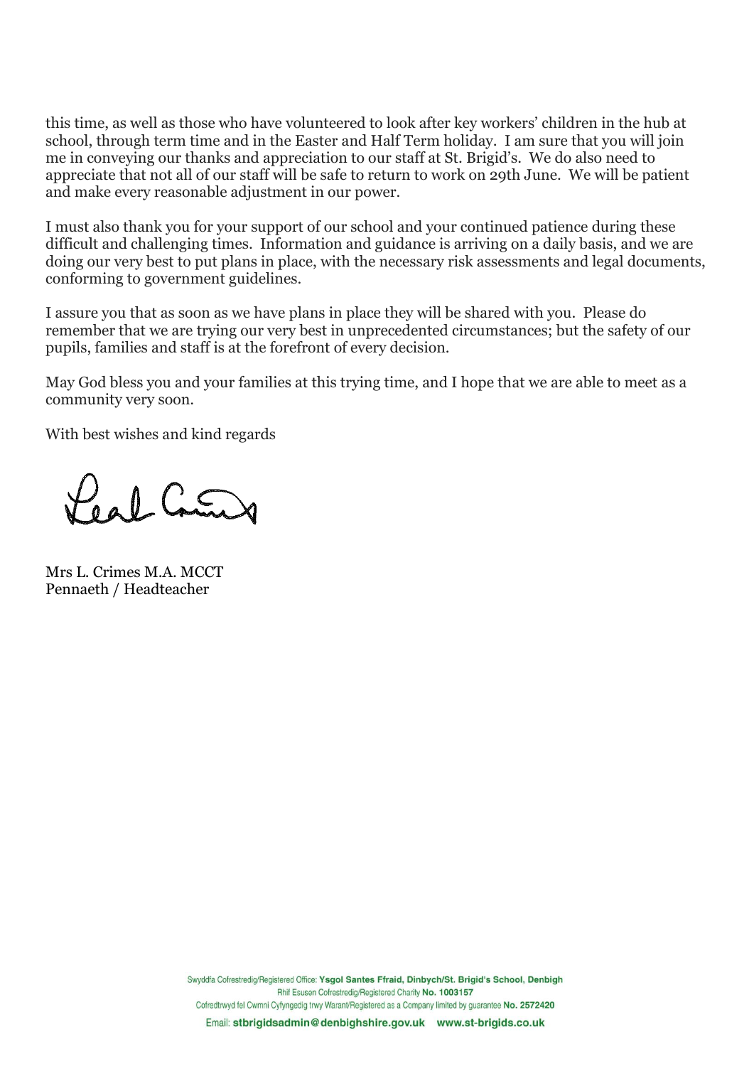this time, as well as those who have volunteered to look after key workers' children in the hub at school, through term time and in the Easter and Half Term holiday. I am sure that you will join me in conveying our thanks and appreciation to our staff at St. Brigid's. We do also need to appreciate that not all of our staff will be safe to return to work on 29th June. We will be patient and make every reasonable adjustment in our power.

I must also thank you for your support of our school and your continued patience during these difficult and challenging times. Information and guidance is arriving on a daily basis, and we are doing our very best to put plans in place, with the necessary risk assessments and legal documents, conforming to government guidelines.

I assure you that as soon as we have plans in place they will be shared with you. Please do remember that we are trying our very best in unprecedented circumstances; but the safety of our pupils, families and staff is at the forefront of every decision.

May God bless you and your families at this trying time, and I hope that we are able to meet as a community very soon.

With best wishes and kind regards

Mrs L. Crimes M.A. MCCT
Pennaeth / Headteacher

Swyddfa Cofrestredig/Registered Office: **Ysgol Santes Ffraid, Dinbych/St. Brigid's School, Denbigh**
Rhif Esusen Cofrestredig/Registered Charity **No. 1003157**
Cofredtrwyd fel Cwmni Cyfyngedig trwy Warant/Registered as a Company limited by guarantee **No. 2572420**
Email: **stbrigidsadmin@denbighshire.gov.uk** **www.st-brigids.co.uk**